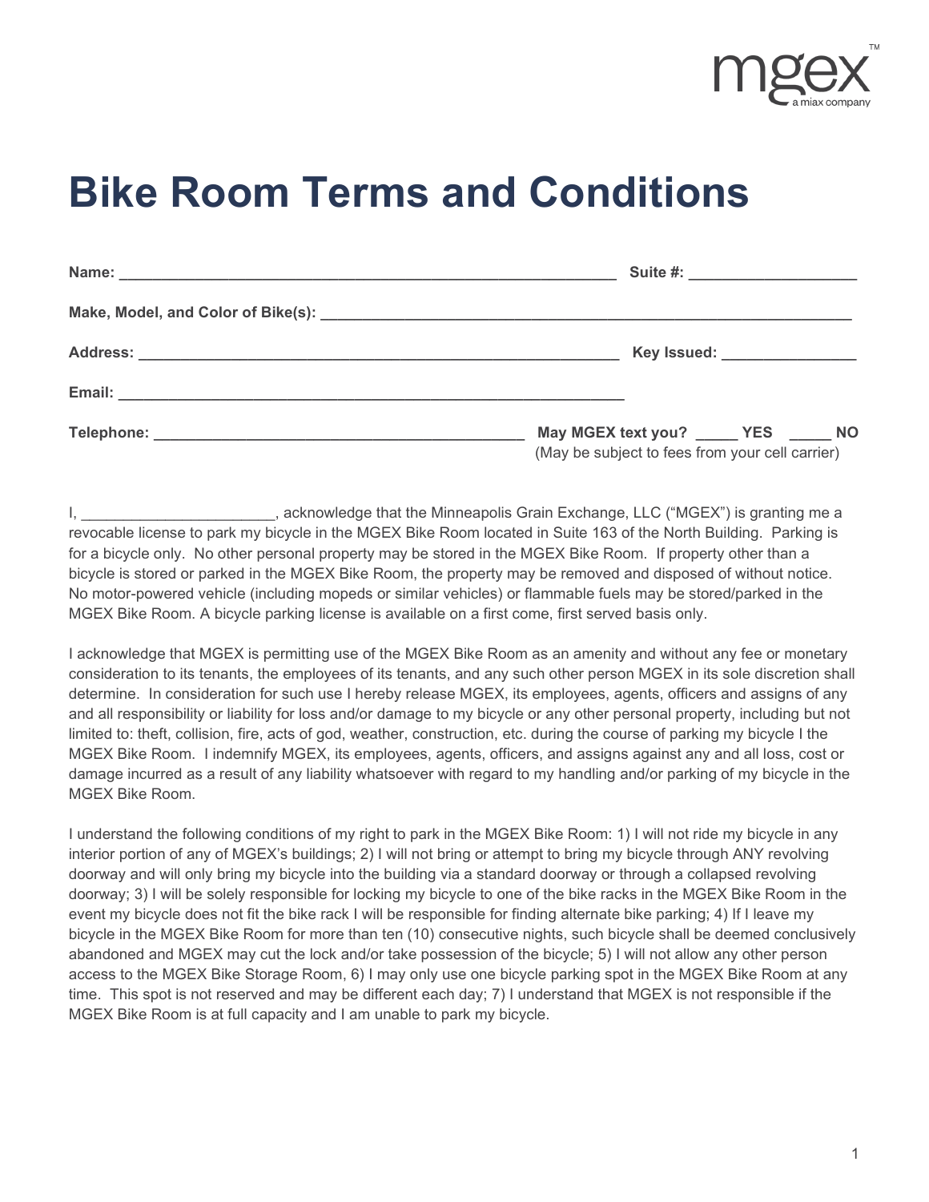# Bike Room Terms and Conditions

**Name:** ____________________________________________________________ **Suite #:** ___________________

**Make, Model, and Color of Bike(s):** _______________________________________________________________

**Address:** ___________________________________________________________ **Key Issued:** _______________

**Email:** ______________________________________________________________

**Telephone:** ____________________________________________ **May MGEX text you?** _____ **YES** _____ **NO**
(May be subject to fees from your cell carrier)

I, ______________________, acknowledge that the Minneapolis Grain Exchange, LLC ("MGEX") is granting me a revocable license to park my bicycle in the MGEX Bike Room located in Suite 163 of the North Building. Parking is for a bicycle only. No other personal property may be stored in the MGEX Bike Room. If property other than a bicycle is stored or parked in the MGEX Bike Room, the property may be removed and disposed of without notice. No motor-powered vehicle (including mopeds or similar vehicles) or flammable fuels may be stored/parked in the MGEX Bike Room. A bicycle parking license is available on a first come, first served basis only.

I acknowledge that MGEX is permitting use of the MGEX Bike Room as an amenity and without any fee or monetary consideration to its tenants, the employees of its tenants, and any such other person MGEX in its sole discretion shall determine. In consideration for such use I hereby release MGEX, its employees, agents, officers and assigns of any and all responsibility or liability for loss and/or damage to my bicycle or any other personal property, including but not limited to: theft, collision, fire, acts of god, weather, construction, etc. during the course of parking my bicycle I the MGEX Bike Room. I indemnify MGEX, its employees, agents, officers, and assigns against any and all loss, cost or damage incurred as a result of any liability whatsoever with regard to my handling and/or parking of my bicycle in the MGEX Bike Room.

I understand the following conditions of my right to park in the MGEX Bike Room: 1) I will not ride my bicycle in any interior portion of any of MGEX's buildings; 2) I will not bring or attempt to bring my bicycle through ANY revolving doorway and will only bring my bicycle into the building via a standard doorway or through a collapsed revolving doorway; 3) I will be solely responsible for locking my bicycle to one of the bike racks in the MGEX Bike Room in the event my bicycle does not fit the bike rack I will be responsible for finding alternate bike parking; 4) If I leave my bicycle in the MGEX Bike Room for more than ten (10) consecutive nights, such bicycle shall be deemed conclusively abandoned and MGEX may cut the lock and/or take possession of the bicycle; 5) I will not allow any other person access to the MGEX Bike Storage Room, 6) I may only use one bicycle parking spot in the MGEX Bike Room at any time. This spot is not reserved and may be different each day; 7) I understand that MGEX is not responsible if the MGEX Bike Room is at full capacity and I am unable to park my bicycle.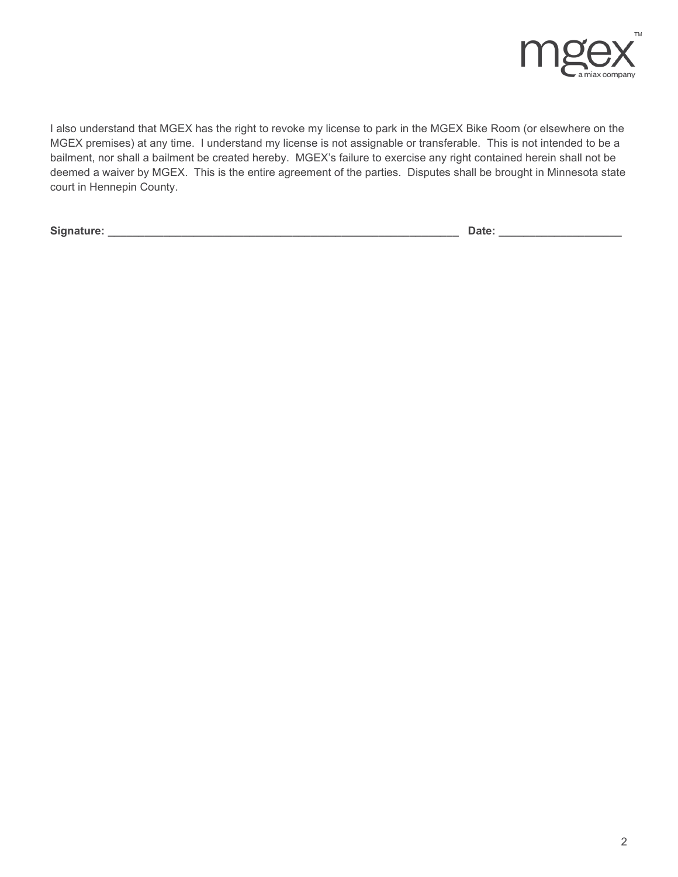I also understand that MGEX has the right to revoke my license to park in the MGEX Bike Room (or elsewhere on the MGEX premises) at any time. I understand my license is not assignable or transferable. This is not intended to be a bailment, nor shall a bailment be created hereby. MGEX's failure to exercise any right contained herein shall not be deemed a waiver by MGEX. This is the entire agreement of the parties. Disputes shall be brought in Minnesota state court in Hennepin County.

**Signature: ___________________________________________________________ Date: ____________________**